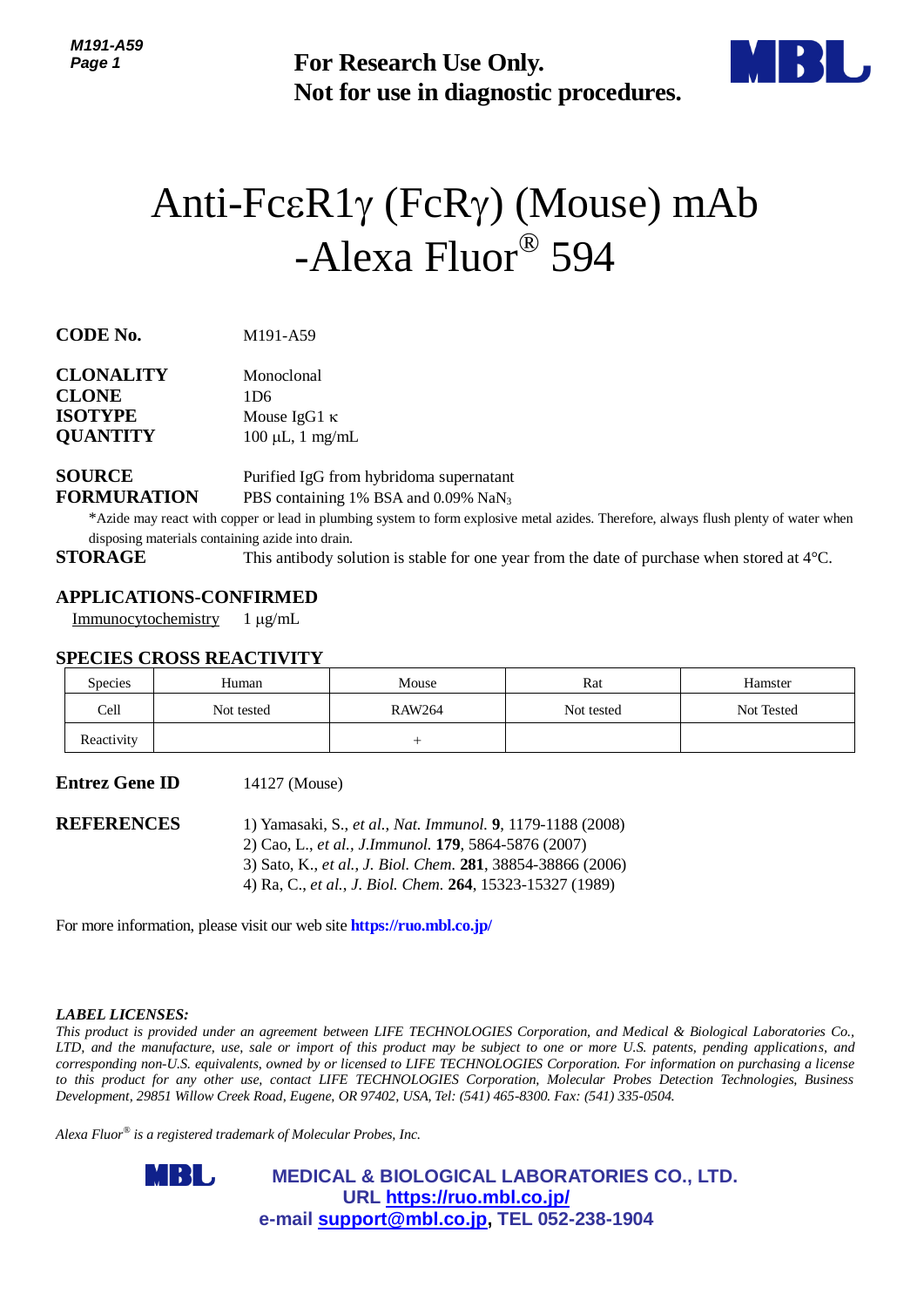**For Research Use Only.**
**Not for use in diagnostic procedures.**

# Anti-FcεR1γ (FcRγ) (Mouse) mAb -Alexa Fluor® 594

**CODE No.** M191-A59

**CLONALITY** Monoclonal
**CLONE** 1D6
**ISOTYPE** Mouse IgG1 κ
**QUANTITY** 100 µL, 1 mg/mL

**SOURCE** Purified IgG from hybridoma supernatant
**FORMURATION** PBS containing 1% BSA and 0.09% $NaN_3$

*Azide may react with copper or lead in plumbing system to form explosive metal azides. Therefore, always flush plenty of water when disposing materials containing azide into drain.

**STORAGE** This antibody solution is stable for one year from the date of purchase when stored at 4°C.

## APPLICATIONS-CONFIRMED

Immunocytochemistry 1 µg/mL

## SPECIES CROSS REACTIVITY

| Species | Human | Mouse | Rat | Hamster |
|---|---|---|---|---|
| Cell | Not tested | RAW264 | Not tested | Not Tested |
| Reactivity | | + | | |

**Entrez Gene ID** 14127 (Mouse)

**REFERENCES**

1) Yamasaki, S., *et al., Nat. Immunol.* **9**, 1179-1188 (2008)
2) Cao, L., *et al., J.Immunol.* **179**, 5864-5876 (2007)
3) Sato, K., *et al., J. Biol. Chem.* **281**, 38854-38866 (2006)
4) Ra, C., *et al., J. Biol. Chem.* **264**, 15323-15327 (1989)

For more information, please visit our web site **https://ruo.mbl.co.jp/**

***LABEL LICENSES:***

*This product is provided under an agreement between LIFE TECHNOLOGIES Corporation, and Medical & Biological Laboratories Co., LTD, and the manufacture, use, sale or import of this product may be subject to one or more U.S. patents, pending applications, and corresponding non-U.S. equivalents, owned by or licensed to LIFE TECHNOLOGIES Corporation. For information on purchasing a license to this product for any other use, contact LIFE TECHNOLOGIES Corporation, Molecular Probes Detection Technologies, Business Development, 29851 Willow Creek Road, Eugene, OR 97402, USA, Tel: (541) 465-8300. Fax: (541) 335-0504.*

*Alexa Fluor® is a registered trademark of Molecular Probes, Inc.*

**MEDICAL & BIOLOGICAL LABORATORIES CO., LTD.**
**URL https://ruo.mbl.co.jp/**
**e-mail support@mbl.co.jp, TEL 052-238-1904**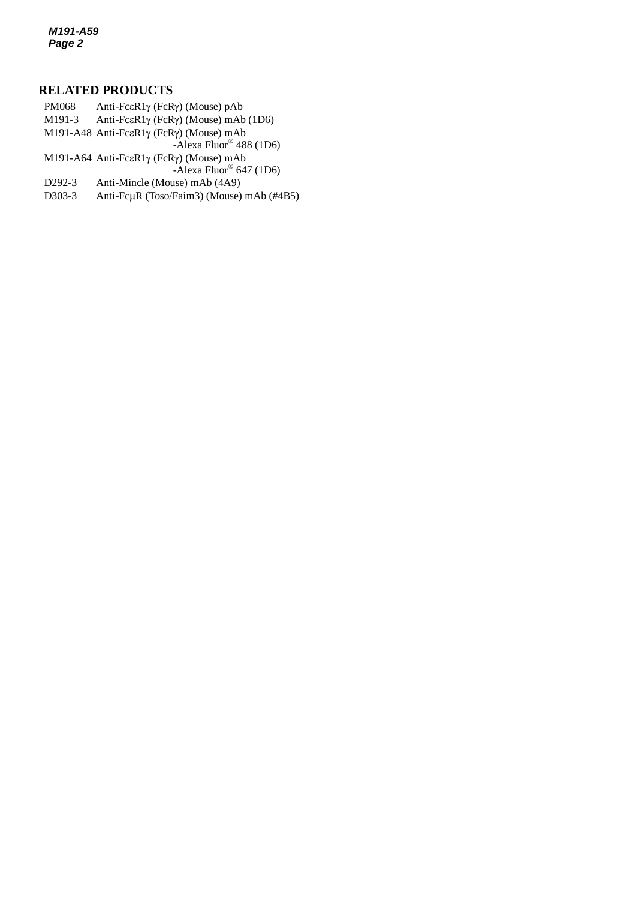## RELATED PRODUCTS

| | |
|---|---|
| PM068 | Anti-FcεR1γ (FcRγ) (Mouse) pAb |
| M191-3 | Anti-FcεR1γ (FcRγ) (Mouse) mAb (1D6) |
| M191-A48 | Anti-FcεR1γ (FcRγ) (Mouse) mAb -Alexa Fluor® 488 (1D6) |
| M191-A64 | Anti-FcεR1γ (FcRγ) (Mouse) mAb -Alexa Fluor® 647 (1D6) |
| D292-3 | Anti-Mincle (Mouse) mAb (4A9) |
| D303-3 | Anti-FcμR (Toso/Faim3) (Mouse) mAb (#4B5) |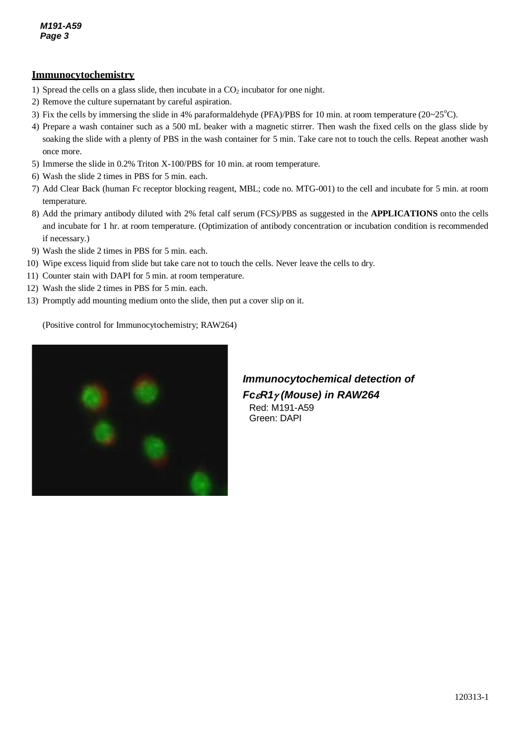## Immunocytochemistry

1) Spread the cells on a glass slide, then incubate in a $CO_2$ incubator for one night.
2) Remove the culture supernatant by careful aspiration.
3) Fix the cells by immersing the slide in 4% paraformaldehyde (PFA)/PBS for 10 min. at room temperature (20~25°C).
4) Prepare a wash container such as a 500 mL beaker with a magnetic stirrer. Then wash the fixed cells on the glass slide by soaking the slide with a plenty of PBS in the wash container for 5 min. Take care not to touch the cells. Repeat another wash once more.
5) Immerse the slide in 0.2% Triton X-100/PBS for 10 min. at room temperature.
6) Wash the slide 2 times in PBS for 5 min. each.
7) Add Clear Back (human Fc receptor blocking reagent, MBL; code no. MTG-001) to the cell and incubate for 5 min. at room temperature.
8) Add the primary antibody diluted with 2% fetal calf serum (FCS)/PBS as suggested in the **APPLICATIONS** onto the cells and incubate for 1 hr. at room temperature. (Optimization of antibody concentration or incubation condition is recommended if necessary.)
9) Wash the slide 2 times in PBS for 5 min. each.
10) Wipe excess liquid from slide but take care not to touch the cells. Never leave the cells to dry.
11) Counter stain with DAPI for 5 min. at room temperature.
12) Wash the slide 2 times in PBS for 5 min. each.
13) Promptly add mounting medium onto the slide, then put a cover slip on it.

(Positive control for Immunocytochemistry; RAW264)

***Immunocytochemical detection of FcεR1γ (Mouse) in RAW264***

Red: M191-A59

Green: DAPI